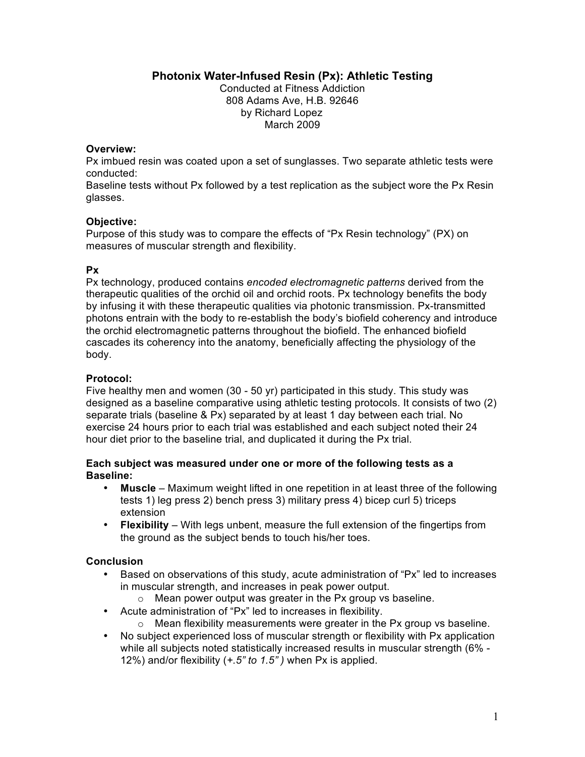# Photonix Water-Infused Resin (Px): Athletic Testing

Conducted at Fitness Addiction
808 Adams Ave, H.B. 92646
by Richard Lopez
March 2009

**Overview:**
Px imbued resin was coated upon a set of sunglasses. Two separate athletic tests were conducted:
Baseline tests without Px followed by a test replication as the subject wore the Px Resin glasses.

**Objective:**
Purpose of this study was to compare the effects of "Px Resin technology" (PX) on measures of muscular strength and flexibility.

**Px**
Px technology, produced contains *encoded electromagnetic patterns* derived from the therapeutic qualities of the orchid oil and orchid roots. Px technology benefits the body by infusing it with these therapeutic qualities via photonic transmission. Px-transmitted photons entrain with the body to re-establish the body's biofield coherency and introduce the orchid electromagnetic patterns throughout the biofield. The enhanced biofield cascades its coherency into the anatomy, beneficially affecting the physiology of the body.

**Protocol:**
Five healthy men and women (30 - 50 yr) participated in this study. This study was designed as a baseline comparative using athletic testing protocols. It consists of two (2) separate trials (baseline & Px) separated by at least 1 day between each trial. No exercise 24 hours prior to each trial was established and each subject noted their 24 hour diet prior to the baseline trial, and duplicated it during the Px trial.

**Each subject was measured under one or more of the following tests as a Baseline:**

- **Muscle** – Maximum weight lifted in one repetition in at least three of the following tests 1) leg press 2) bench press 3) military press 4) bicep curl 5) triceps extension
- **Flexibility** – With legs unbent, measure the full extension of the fingertips from the ground as the subject bends to touch his/her toes.

**Conclusion**

- Based on observations of this study, acute administration of "Px" led to increases in muscular strength, and increases in peak power output.
  - Mean power output was greater in the Px group vs baseline.
- Acute administration of "Px" led to increases in flexibility.
  - Mean flexibility measurements were greater in the Px group vs baseline.
- No subject experienced loss of muscular strength or flexibility with Px application while all subjects noted statistically increased results in muscular strength (6% - 12%) and/or flexibility (*+.5" to 1.5")* when Px is applied.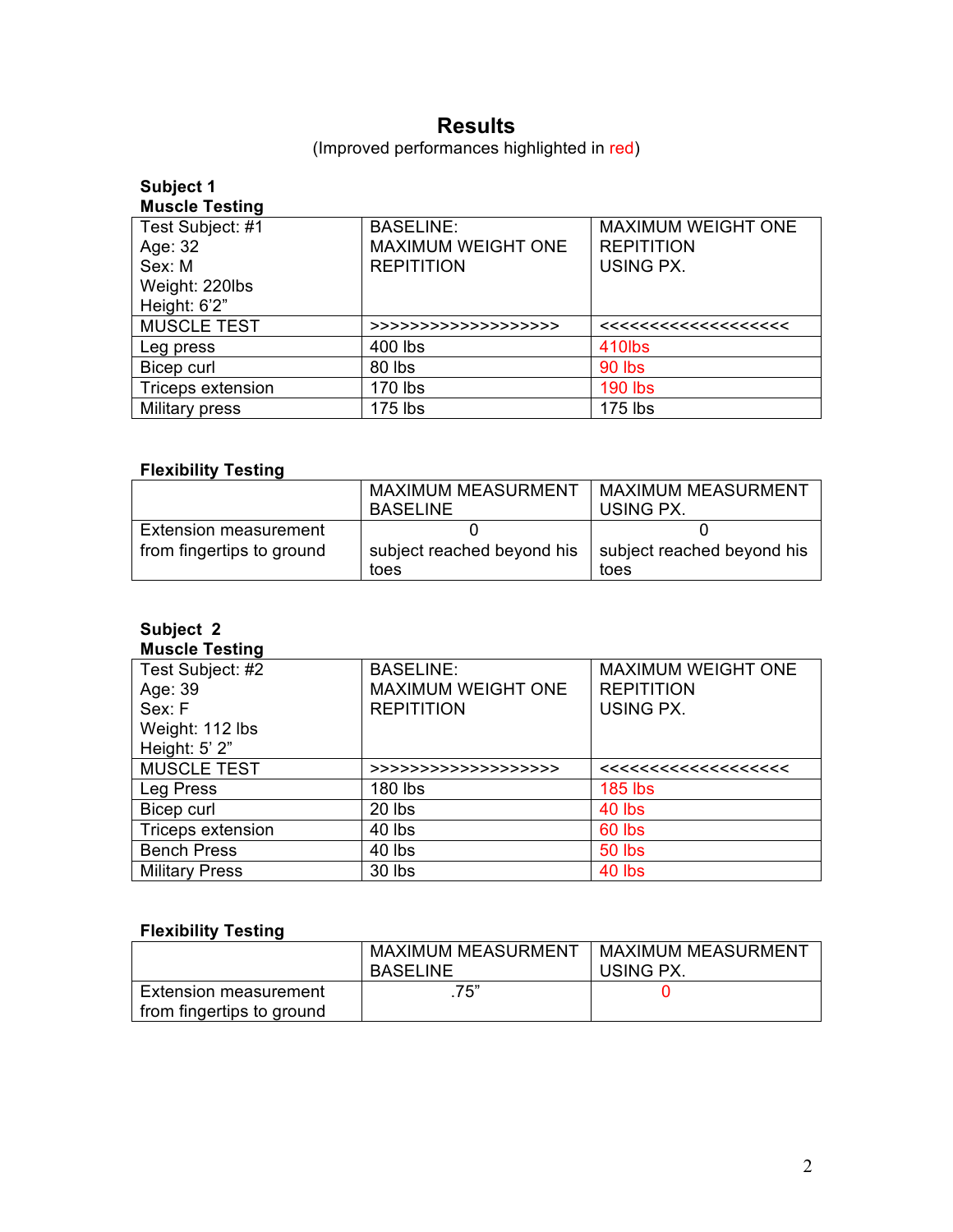# Results

(Improved performances highlighted in red)

**Subject 1**
**Muscle Testing**

| Test Subject: #1<br>Age: 32<br>Sex: M<br>Weight: 220lbs<br>Height: 6'2" | BASELINE:<br>MAXIMUM WEIGHT ONE REPITITION | MAXIMUM WEIGHT ONE REPITITION<br>USING PX. |
|---|---|---|
| MUSCLE TEST | >>>>>>>>>>>>>>>>>>> | <<<<<<<<<<<<<<<<<<<< |
| Leg press | 400 lbs | 410lbs |
| Bicep curl | 80 lbs | 90 lbs |
| Triceps extension | 170 lbs | 190 lbs |
| Military press | 175 lbs | 175 lbs |

**Flexibility Testing**

| | MAXIMUM MEASURMENT BASELINE | MAXIMUM MEASURMENT USING PX. |
|---|---|---|
| Extension measurement from fingertips to ground | 0<br>subject reached beyond his toes | 0<br>subject reached beyond his toes |

**Subject 2**
**Muscle Testing**

| Test Subject: #2<br>Age: 39<br>Sex: F<br>Weight: 112 lbs<br>Height: 5' 2" | BASELINE:<br>MAXIMUM WEIGHT ONE REPITITION | MAXIMUM WEIGHT ONE REPITITION<br>USING PX. |
|---|---|---|
| MUSCLE TEST | >>>>>>>>>>>>>>>>>>> | <<<<<<<<<<<<<<<<<<<< |
| Leg Press | 180 lbs | 185 lbs |
| Bicep curl | 20 lbs | 40 lbs |
| Triceps extension | 40 lbs | 60 lbs |
| Bench Press | 40 lbs | 50 lbs |
| Military Press | 30 lbs | 40 lbs |

**Flexibility Testing**

| | MAXIMUM MEASURMENT BASELINE | MAXIMUM MEASURMENT USING PX. |
|---|---|---|
| Extension measurement from fingertips to ground | .75" | 0 |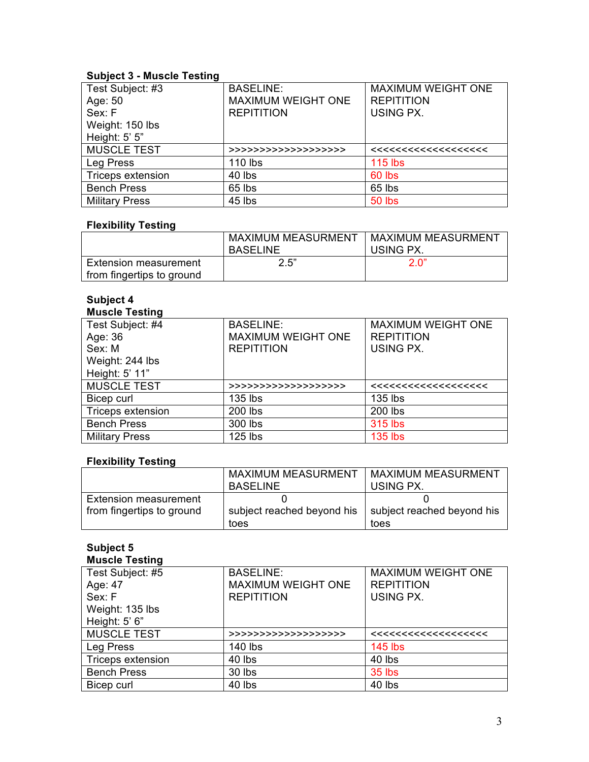**Subject 3 - Muscle Testing**

| Test Subject: #3<br>Age: 50<br>Sex: F<br>Weight: 150 lbs<br>Height: 5' 5" | BASELINE:<br>MAXIMUM WEIGHT ONE REPITITION | MAXIMUM WEIGHT ONE REPITITION<br>USING PX. |
|---|---|---|
| MUSCLE TEST | >>>>>>>>>>>>>>>>>>> | <<<<<<<<<<<<<<<<<<<< |
| Leg Press | 110 lbs | 115 lbs |
| Triceps extension | 40 lbs | 60 lbs |
| Bench Press | 65 lbs | 65 lbs |
| Military Press | 45 lbs | 50 lbs |

**Flexibility Testing**

| | MAXIMUM MEASURMENT BASELINE | MAXIMUM MEASURMENT USING PX. |
|---|---|---|
| Extension measurement from fingertips to ground | 2.5" | 2.0" |

**Subject 4**
**Muscle Testing**

| Test Subject: #4<br>Age: 36<br>Sex: M<br>Weight: 244 lbs<br>Height: 5' 11" | BASELINE:<br>MAXIMUM WEIGHT ONE REPITITION | MAXIMUM WEIGHT ONE REPITITION<br>USING PX. |
|---|---|---|
| MUSCLE TEST | >>>>>>>>>>>>>>>>>>> | <<<<<<<<<<<<<<<<<<<< |
| Bicep curl | 135 lbs | 135 lbs |
| Triceps extension | 200 lbs | 200 lbs |
| Bench Press | 300 lbs | 315 lbs |
| Military Press | 125 lbs | 135 lbs |

**Flexibility Testing**

| | MAXIMUM MEASURMENT BASELINE | MAXIMUM MEASURMENT USING PX. |
|---|---|---|
| Extension measurement from fingertips to ground | 0<br>subject reached beyond his toes | 0<br>subject reached beyond his toes |

**Subject 5**
**Muscle Testing**

| Test Subject: #5<br>Age: 47<br>Sex: F<br>Weight: 135 lbs<br>Height: 5' 6" | BASELINE:<br>MAXIMUM WEIGHT ONE REPITITION | MAXIMUM WEIGHT ONE REPITITION<br>USING PX. |
|---|---|---|
| MUSCLE TEST | >>>>>>>>>>>>>>>>>>> | <<<<<<<<<<<<<<<<<<<< |
| Leg Press | 140 lbs | 145 lbs |
| Triceps extension | 40 lbs | 40 lbs |
| Bench Press | 30 lbs | 35 lbs |
| Bicep curl | 40 lbs | 40 lbs |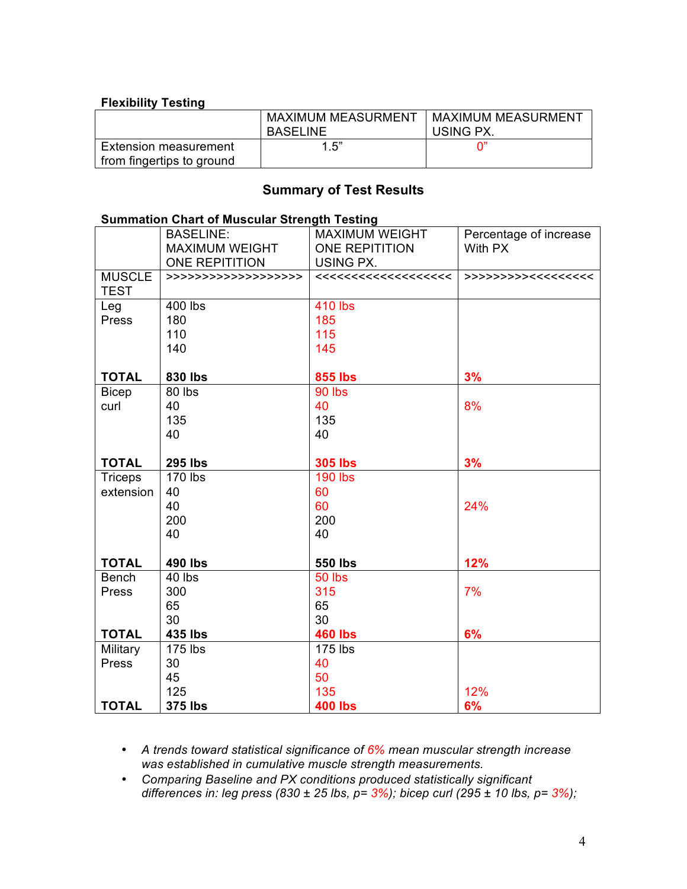**Flexibility Testing**

| | MAXIMUM MEASURMENT BASELINE | MAXIMUM MEASURMENT USING PX. |
|---|---|---|
| Extension measurement from fingertips to ground | 1.5” | 0” |

## Summary of Test Results

**Summation Chart of Muscular Strength Testing**

| | BASELINE: MAXIMUM WEIGHT ONE REPITITION | MAXIMUM WEIGHT ONE REPITITION USING PX. | Percentage of increase With PX |
|---|---|---|---|
| MUSCLE TEST | >>>>>>>>>>>>>>>>>>> | <<<<<<<<<<<<<<<<<<< | >>>>>>>>><<<<<<<<< |
| Leg Press | 400 lbs | 410 lbs | |
| | 180 | 185 | |
| | 110 | 115 | |
| | 140 | 145 | |
| **TOTAL** | **830 lbs** | **855 lbs** | **3%** |
| Bicep curl | 80 lbs | 90 lbs | |
| | 40 | 40 | 8% |
| | 135 | 135 | |
| | 40 | 40 | |
| **TOTAL** | **295 lbs** | **305 lbs** | **3%** |
| Triceps extension | 170 lbs | 190 lbs | |
| | 40 | 60 | |
| | 40 | 60 | 24% |
| | 200 | 200 | |
| | 40 | 40 | |
| **TOTAL** | **490 lbs** | **550 lbs** | **12%** |
| Bench Press | 40 lbs | 50 lbs | |
| | 300 | 315 | 7% |
| | 65 | 65 | |
| | 30 | 30 | |
| **TOTAL** | **435 lbs** | **460 lbs** | **6%** |
| Military Press | 175 lbs | 175 lbs | |
| | 30 | 40 | |
| | 45 | 50 | |
| | 125 | 135 | 12% |
| **TOTAL** | **375 lbs** | **400 lbs** | **6%** |

- *A trends toward statistical significance of 6% mean muscular strength increase was established in cumulative muscle strength measurements.*
- *Comparing Baseline and PX conditions produced statistically significant differences in: leg press (830 ± 25 lbs, p= 3%); bicep curl (295 ± 10 lbs, p= 3%);*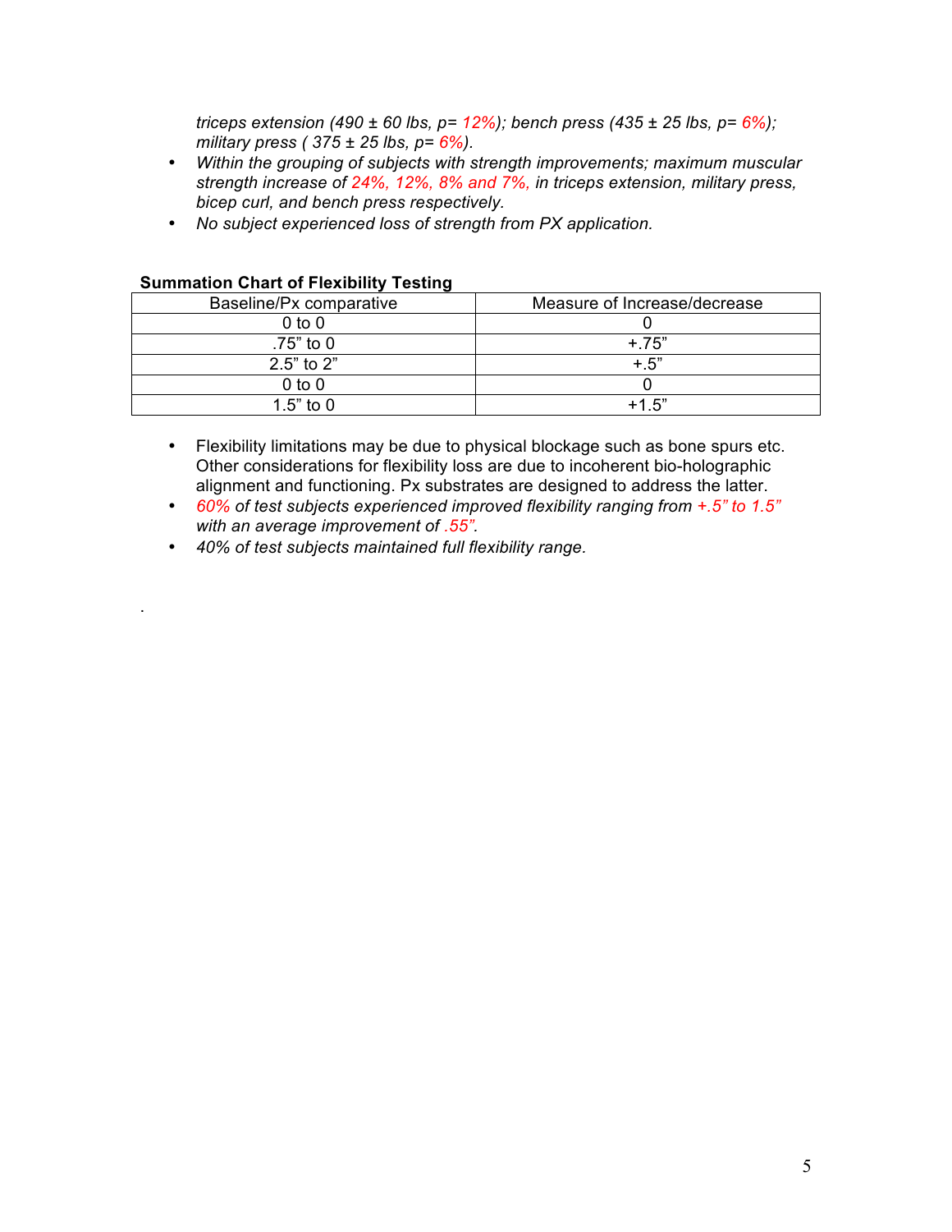*triceps extension (490 ± 60 lbs, p= 12%); bench press (435 ± 25 lbs, p= 6%); military press ( 375 ± 25 lbs, p= 6%).*

- *Within the grouping of subjects with strength improvements; maximum muscular strength increase of 24%, 12%, 8% and 7%, in triceps extension, military press, bicep curl, and bench press respectively.*
- *No subject experienced loss of strength from PX application.*

**Summation Chart of Flexibility Testing**

| Baseline/Px comparative | Measure of Increase/decrease |
|---|---|
| 0 to 0 | 0 |
| .75" to 0 | +.75" |
| 2.5" to 2" | +.5" |
| 0 to 0 | 0 |
| 1.5" to 0 | +1.5" |

- Flexibility limitations may be due to physical blockage such as bone spurs etc. Other considerations for flexibility loss are due to incoherent bio-holographic alignment and functioning. Px substrates are designed to address the latter.
- *60% of test subjects experienced improved flexibility ranging from +.5" to 1.5" with an average improvement of .55".*
- *40% of test subjects maintained full flexibility range.*

.